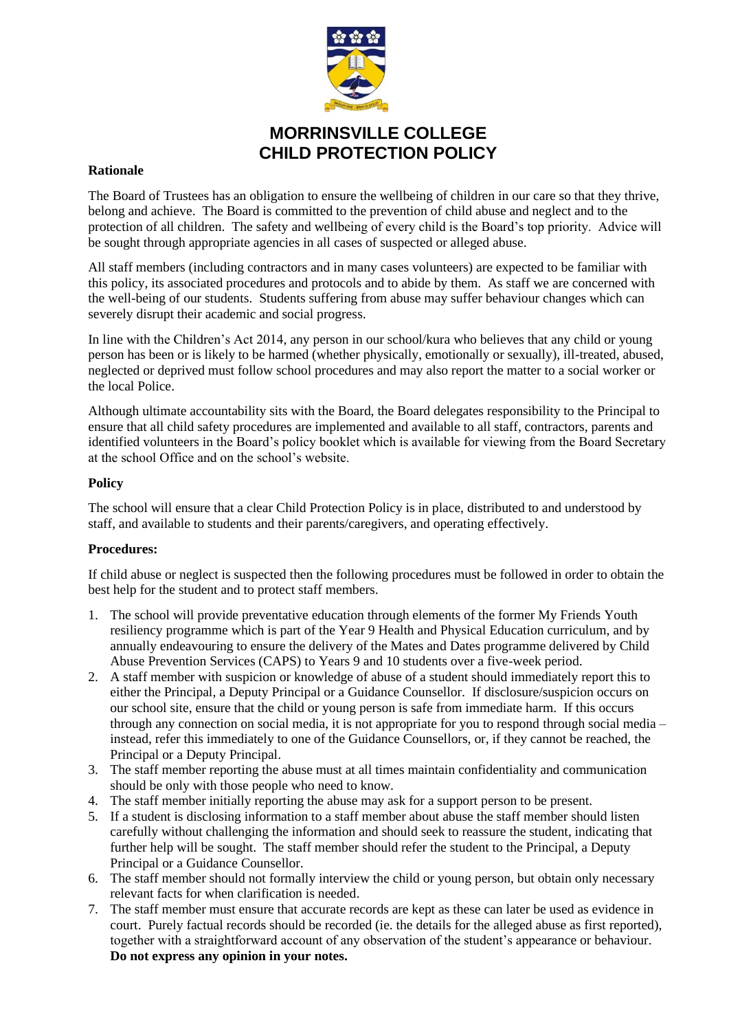# MORRINSVILLE COLLEGE
# CHILD PROTECTION POLICY

**Rationale**

The Board of Trustees has an obligation to ensure the wellbeing of children in our care so that they thrive, belong and achieve. The Board is committed to the prevention of child abuse and neglect and to the protection of all children. The safety and wellbeing of every child is the Board's top priority. Advice will be sought through appropriate agencies in all cases of suspected or alleged abuse.

All staff members (including contractors and in many cases volunteers) are expected to be familiar with this policy, its associated procedures and protocols and to abide by them. As staff we are concerned with the well-being of our students. Students suffering from abuse may suffer behaviour changes which can severely disrupt their academic and social progress.

In line with the Children's Act 2014, any person in our school/kura who believes that any child or young person has been or is likely to be harmed (whether physically, emotionally or sexually), ill-treated, abused, neglected or deprived must follow school procedures and may also report the matter to a social worker or the local Police.

Although ultimate accountability sits with the Board, the Board delegates responsibility to the Principal to ensure that all child safety procedures are implemented and available to all staff, contractors, parents and identified volunteers in the Board's policy booklet which is available for viewing from the Board Secretary at the school Office and on the school's website.

**Policy**

The school will ensure that a clear Child Protection Policy is in place, distributed to and understood by staff, and available to students and their parents/caregivers, and operating effectively.

**Procedures:**

If child abuse or neglect is suspected then the following procedures must be followed in order to obtain the best help for the student and to protect staff members.

1. The school will provide preventative education through elements of the former My Friends Youth resiliency programme which is part of the Year 9 Health and Physical Education curriculum, and by annually endeavouring to ensure the delivery of the Mates and Dates programme delivered by Child Abuse Prevention Services (CAPS) to Years 9 and 10 students over a five-week period.
2. A staff member with suspicion or knowledge of abuse of a student should immediately report this to either the Principal, a Deputy Principal or a Guidance Counsellor. If disclosure/suspicion occurs on our school site, ensure that the child or young person is safe from immediate harm. If this occurs through any connection on social media, it is not appropriate for you to respond through social media – instead, refer this immediately to one of the Guidance Counsellors, or, if they cannot be reached, the Principal or a Deputy Principal.
3. The staff member reporting the abuse must at all times maintain confidentiality and communication should be only with those people who need to know.
4. The staff member initially reporting the abuse may ask for a support person to be present.
5. If a student is disclosing information to a staff member about abuse the staff member should listen carefully without challenging the information and should seek to reassure the student, indicating that further help will be sought. The staff member should refer the student to the Principal, a Deputy Principal or a Guidance Counsellor.
6. The staff member should not formally interview the child or young person, but obtain only necessary relevant facts for when clarification is needed.
7. The staff member must ensure that accurate records are kept as these can later be used as evidence in court. Purely factual records should be recorded (ie. the details for the alleged abuse as first reported), together with a straightforward account of any observation of the student's appearance or behaviour. **Do not express any opinion in your notes.**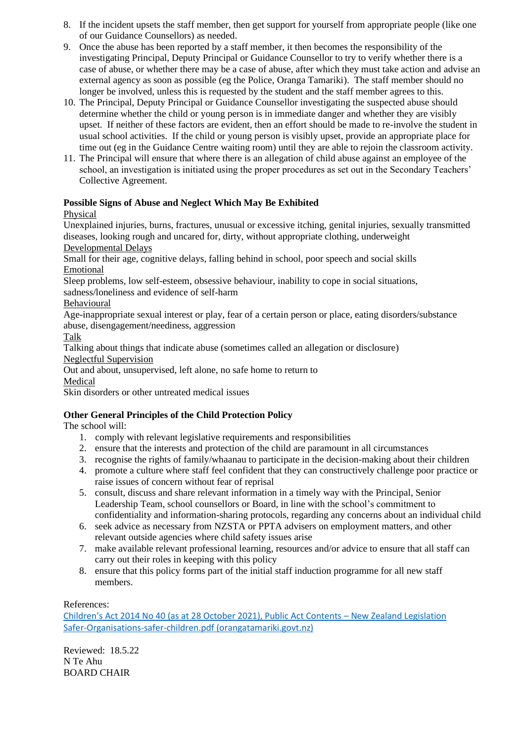8. If the incident upsets the staff member, then get support for yourself from appropriate people (like one of our Guidance Counsellors) as needed.
9. Once the abuse has been reported by a staff member, it then becomes the responsibility of the investigating Principal, Deputy Principal or Guidance Counsellor to try to verify whether there is a case of abuse, or whether there may be a case of abuse, after which they must take action and advise an external agency as soon as possible (eg the Police, Oranga Tamariki). The staff member should no longer be involved, unless this is requested by the student and the staff member agrees to this.
10. The Principal, Deputy Principal or Guidance Counsellor investigating the suspected abuse should determine whether the child or young person is in immediate danger and whether they are visibly upset. If neither of these factors are evident, then an effort should be made to re-involve the student in usual school activities. If the child or young person is visibly upset, provide an appropriate place for time out (eg in the Guidance Centre waiting room) until they are able to rejoin the classroom activity.
11. The Principal will ensure that where there is an allegation of child abuse against an employee of the school, an investigation is initiated using the proper procedures as set out in the Secondary Teachers' Collective Agreement.

**Possible Signs of Abuse and Neglect Which May Be Exhibited**

Physical

Unexplained injuries, burns, fractures, unusual or excessive itching, genital injuries, sexually transmitted diseases, looking rough and uncared for, dirty, without appropriate clothing, underweight

Developmental Delays

Small for their age, cognitive delays, falling behind in school, poor speech and social skills

Emotional

Sleep problems, low self-esteem, obsessive behaviour, inability to cope in social situations, sadness/loneliness and evidence of self-harm

Behavioural

Age-inappropriate sexual interest or play, fear of a certain person or place, eating disorders/substance abuse, disengagement/neediness, aggression

Talk

Talking about things that indicate abuse (sometimes called an allegation or disclosure)

Neglectful Supervision

Out and about, unsupervised, left alone, no safe home to return to

Medical

Skin disorders or other untreated medical issues

**Other General Principles of the Child Protection Policy**

The school will:

1. comply with relevant legislative requirements and responsibilities
2. ensure that the interests and protection of the child are paramount in all circumstances
3. recognise the rights of family/whaanau to participate in the decision-making about their children
4. promote a culture where staff feel confident that they can constructively challenge poor practice or raise issues of concern without fear of reprisal
5. consult, discuss and share relevant information in a timely way with the Principal, Senior Leadership Team, school counsellors or Board, in line with the school's commitment to confidentiality and information-sharing protocols, regarding any concerns about an individual child
6. seek advice as necessary from NZSTA or PPTA advisers on employment matters, and other relevant outside agencies where child safety issues arise
7. make available relevant professional learning, resources and/or advice to ensure that all staff can carry out their roles in keeping with this policy
8. ensure that this policy forms part of the initial staff induction programme for all new staff members.

References:

Children's Act 2014 No 40 (as at 28 October 2021), Public Act Contents – New Zealand Legislation
Safer-Organisations-safer-children.pdf (orangatamariki.govt.nz)

Reviewed: 18.5.22
N Te Ahu
BOARD CHAIR